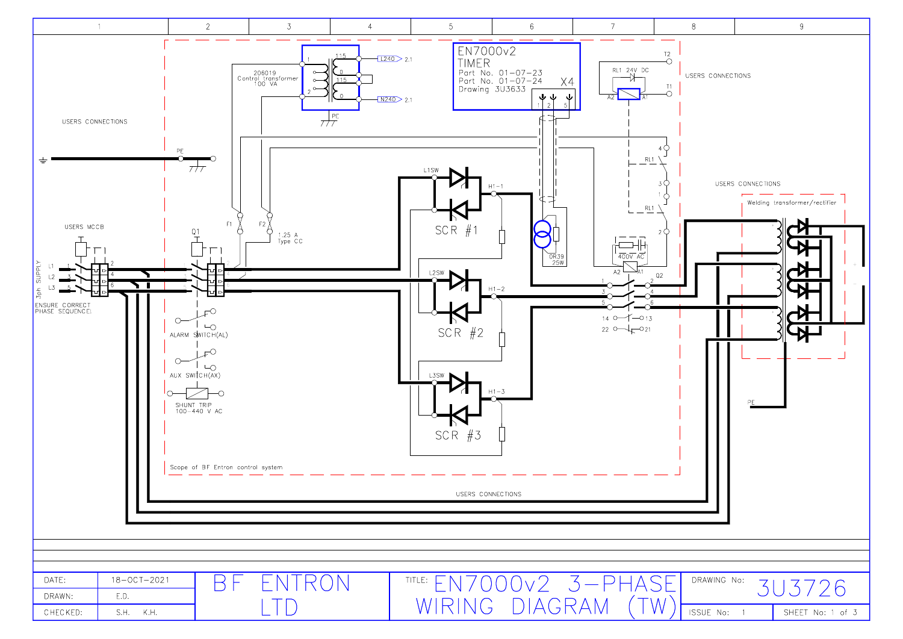EN7000v2 TIMER
Part No. 01-07-23
Part No. 01-07-24
Drawing 3U3633

X4

1 2 5

206019
Control transformer
100 VA

115
0
115
0

L240 2.1
N240 2.1

PE

RL1 24V DC

A2 A1

T2
T1

USERS CONNECTIONS

USERS CONNECTIONS

PE

4
RL1
3
1
RL1
2

USERS CONNECTIONS

Welding transformer/rectifier

F1 F2

1.25 A
Type CC

USERS MCCB

Q1

L1SW
H1-1
SCR #1

0R39
25W

400V AC

A2 A1

Q2

1 2
3 4
5 6
14 13
22 21

L2SW
H1-2
SCR #2

L3SW
H1-3
SCR #3

3ph SUPPLY
L1
L2
L3

ENSURE CORRECT
PHASE SEQUENCE!

ALARM SWITCH(AL)

AUX SWITCH(AX)

SHUNT TRIP
100-440 V AC

PE

Scope of BF Entron control system

USERS CONNECTIONS

| | | | | | |
|---|---|---|---|---|---|
| DATE: | 18-OCT-2021 | BF ENTRON LTD | TITLE: EN7000v2 3-PHASE WIRING DIAGRAM (TW) | DRAWING No: | 3U3726 |
| DRAWN: | E.D. | | | | |
| CHECKED: | S.H. K.H. | | | ISSUE No: 1 | SHEET No: 1 of 3 |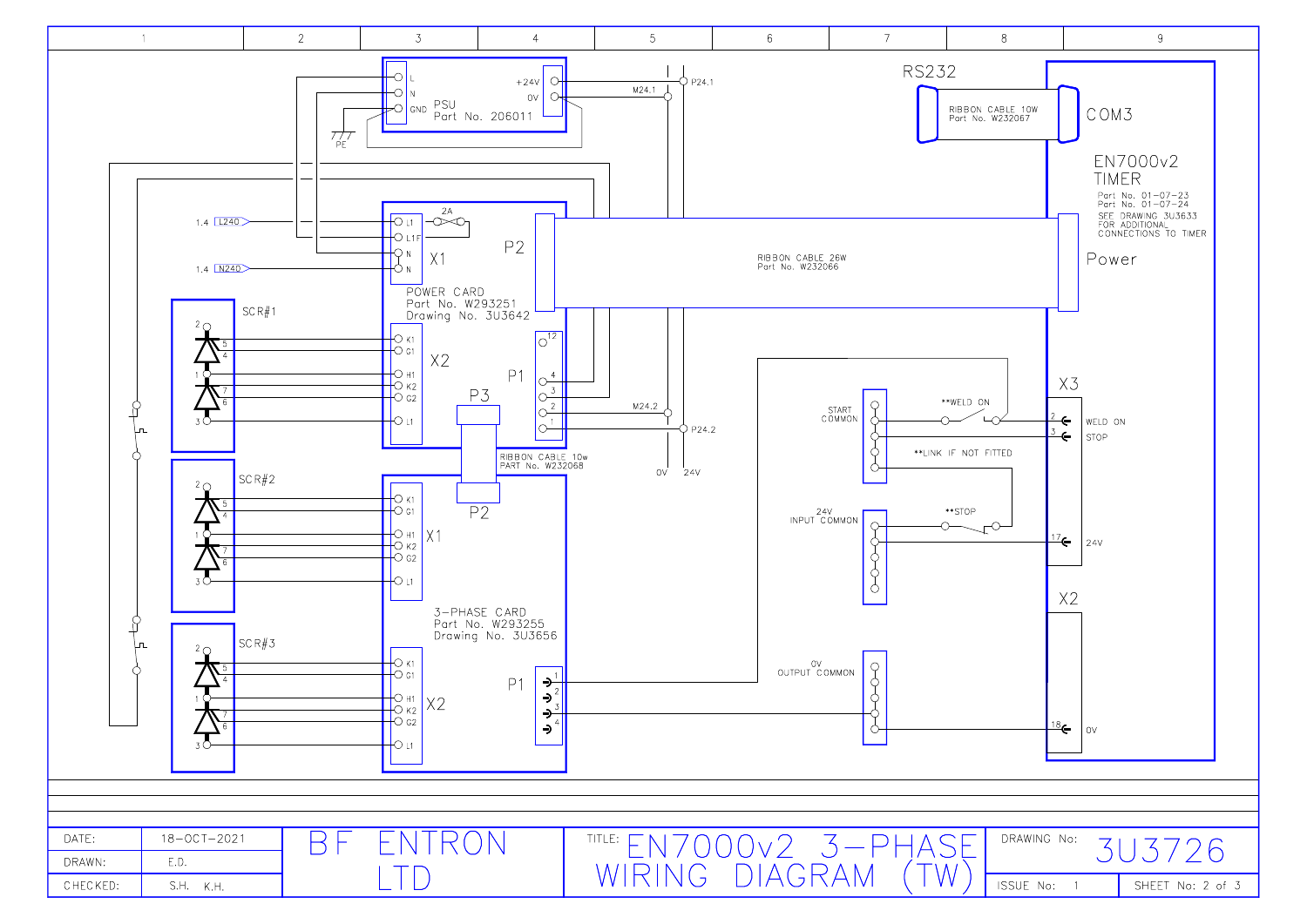| 1 | 2 | 3 | 4 | 5 | 6 | 7 | 8 | 9 |
|---|---|---|---|---|---|---|---|---|

**PSU**
Part No. 206011
L
N
GND
PE
+24V
0V

M24.1
P24.1

**RS232**
RIBBON CABLE 10W
Part No. W232067
COM3

**EN7000v2**
**TIMER**
Part No. 01-07-23
Part No. 01-07-24
SEE DRAWING 3U3633
FOR ADDITIONAL
CONNECTIONS TO TIMER

1.4 L240
1.4 N240

2A

**POWER CARD**
Part No. W293251
Drawing No. 3U3642

X1: L1, L1F, N, N
P2

RIBBON CABLE 26W
Part No. W232066

Power

SCR#1
X2: K1, G1, H1, K2, G2, L1
P1: 12, 4, 3, 2, 1

M24.2
P24.2

P3
RIBBON CABLE 10w
PART No. W232068
P2

0V
24V

X3

START
COMMON

**WELD ON

2 WELD ON
3 STOP

**LINK IF NOT FITTED

24V
INPUT COMMON

**STOP

17 24V

X2

SCR#2
X1: K1, G1, H1, K2, G2, L1

**3-PHASE CARD**
Part No. W293255
Drawing No. 3U3656

SCR#3
X2: K1, G1, H1, K2, G2, L1
P1: 1, 2, 3, 4

0V
OUTPUT COMMON

18 0V

| DATE: | 18-OCT-2021 | BF ENTRON LTD | TITLE: EN7000v2 3-PHASE WIRING DIAGRAM (TW) | DRAWING No: 3U3726 | |
|---|---|---|---|---|---|
| DRAWN: | E.D. | | | | |
| CHECKED: | S.H. K.H. | | | ISSUE No: 1 | SHEET No: 2 of 3 |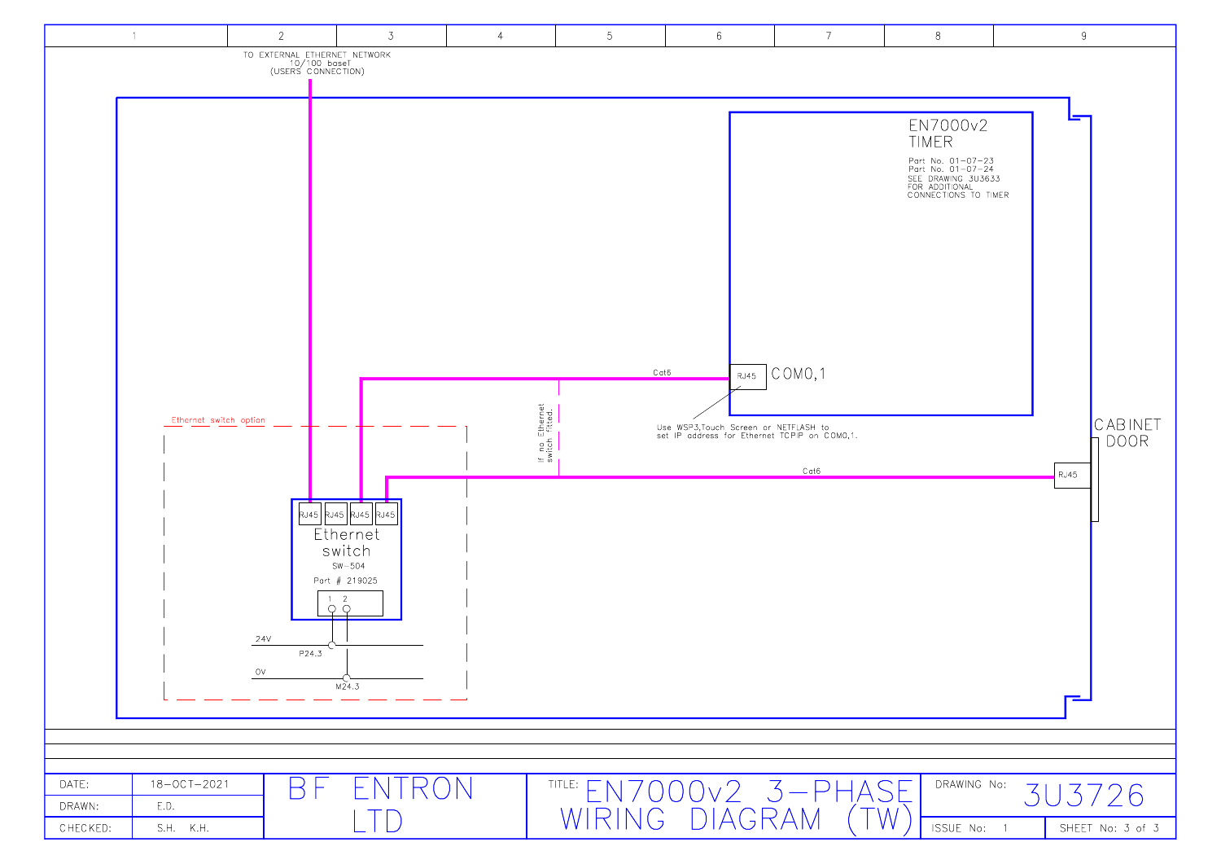TO EXTERNAL ETHERNET NETWORK
10/100 baseT
(USERS CONNECTION)

EN7000v2
TIMER

Part No. 01-07-23
Part No. 01-07-24
SEE DRAWING 3U3633
FOR ADDITIONAL
CONNECTIONS TO TIMER

Cat6

RJ45 COM0,1

Use WSP3,Touch Screen or NETFLASH to set IP address for Ethernet TCPIP on COM0,1.

If no Ethernet switch fitted.

Ethernet switch option

Cat6

RJ45

CABINET DOOR

RJ45 RJ45 RJ45 RJ45

Ethernet switch

SW-504

Part # 219025

1 2

24V

P24.3

0V

M24.3

| | | | |
|---|---|---|---|
| DATE: | 18-OCT-2021 | BF ENTRON LTD | TITLE: EN7000v2 3-PHASE WIRING DIAGRAM (TW) |
| DRAWN: | E.D. | | DRAWING No: 3U3726 |
| CHECKED: | S.H. K.H. | | ISSUE No: 1 |